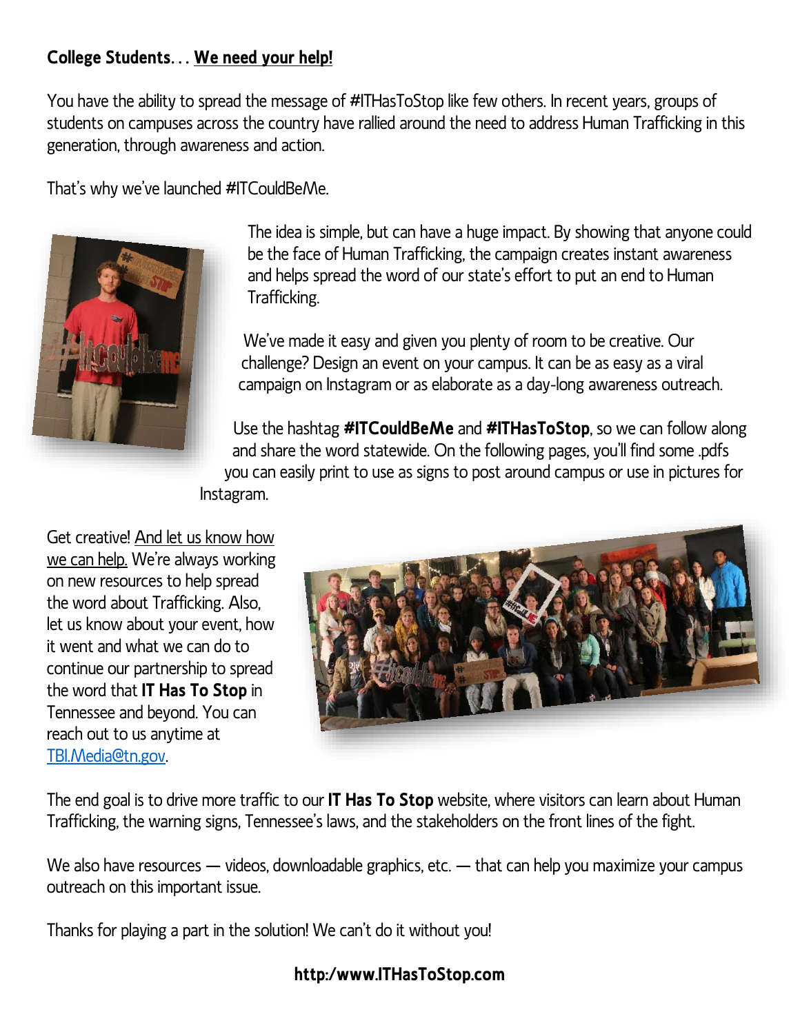**College Students… We need your help!**

You have the ability to spread the message of #ITHasToStop like few others. In recent years, groups of students on campuses across the country have rallied around the need to address Human Trafficking in this generation, through awareness and action.

That's why we've launched #ITCouldBeMe.

The idea is simple, but can have a huge impact. By showing that anyone could be the face of Human Trafficking, the campaign creates instant awareness and helps spread the word of our state's effort to put an end to Human Trafficking.

We've made it easy and given you plenty of room to be creative. Our challenge? Design an event on your campus. It can be as easy as a viral campaign on Instagram or as elaborate as a day-long awareness outreach.

Use the hashtag **#ITCouldBeMe** and **#ITHasToStop**, so we can follow along and share the word statewide. On the following pages, you'll find some .pdfs you can easily print to use as signs to post around campus or use in pictures for Instagram.

Get creative! And let us know how we can help. We're always working on new resources to help spread the word about Trafficking. Also, let us know about your event, how it went and what we can do to continue our partnership to spread the word that **IT Has To Stop** in Tennessee and beyond. You can reach out to us anytime at TBI.Media@tn.gov.

The end goal is to drive more traffic to our **IT Has To Stop** website, where visitors can learn about Human Trafficking, the warning signs, Tennessee's laws, and the stakeholders on the front lines of the fight.

We also have resources — videos, downloadable graphics, etc. — that can help you maximize your campus outreach on this important issue.

Thanks for playing a part in the solution! We can't do it without you!

**http:/www.ITHasToStop.com**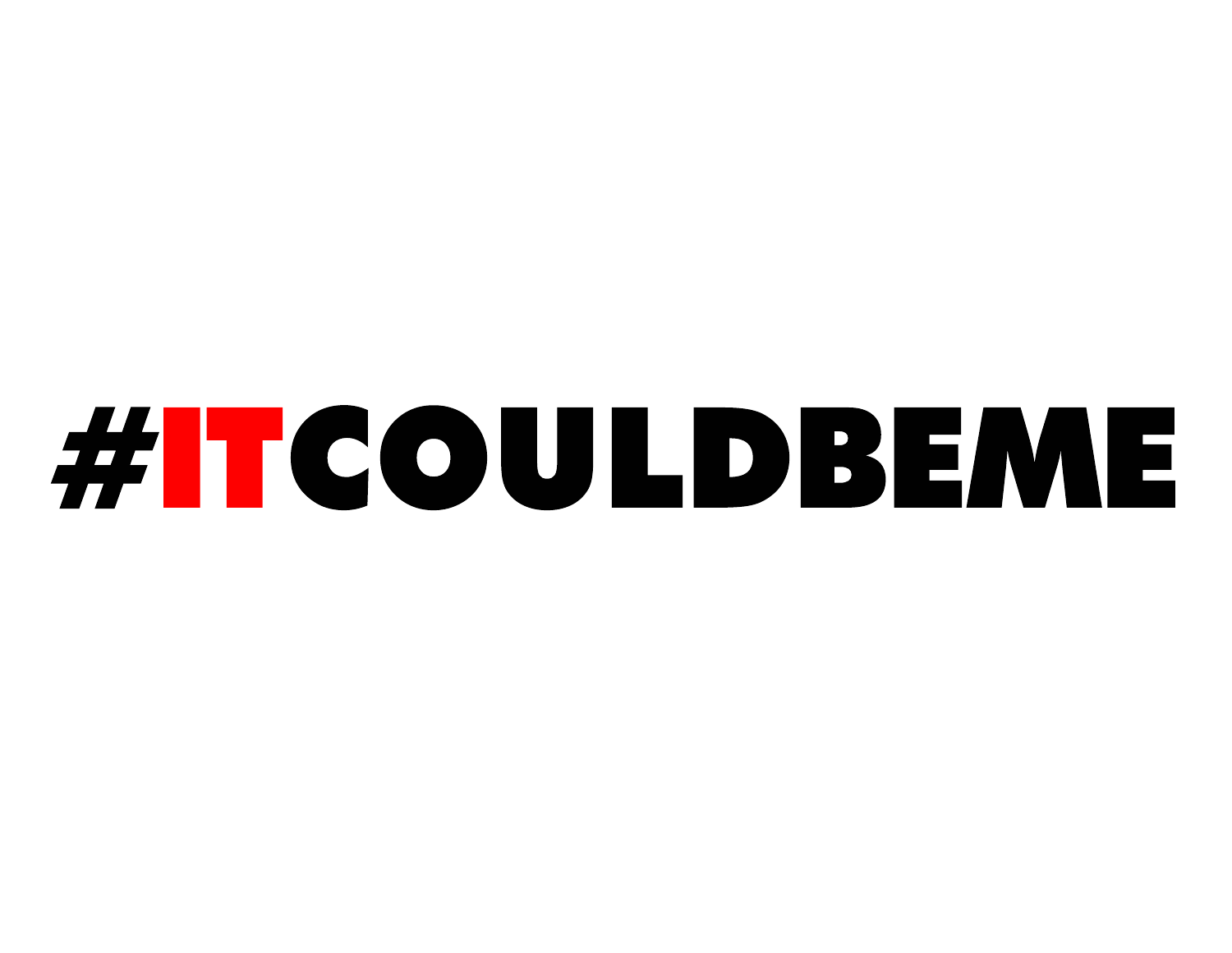**#ITCOULDBEME**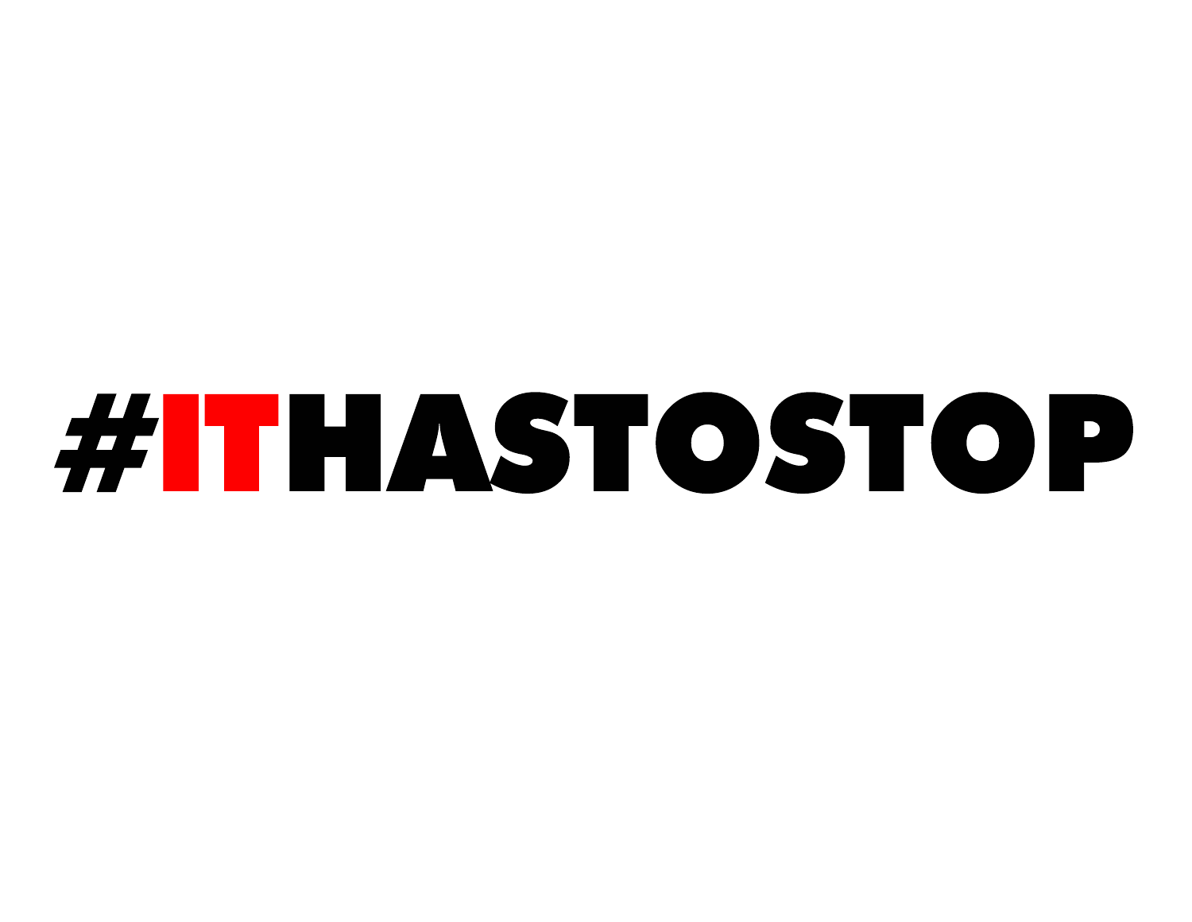#ITHASTOSTOP